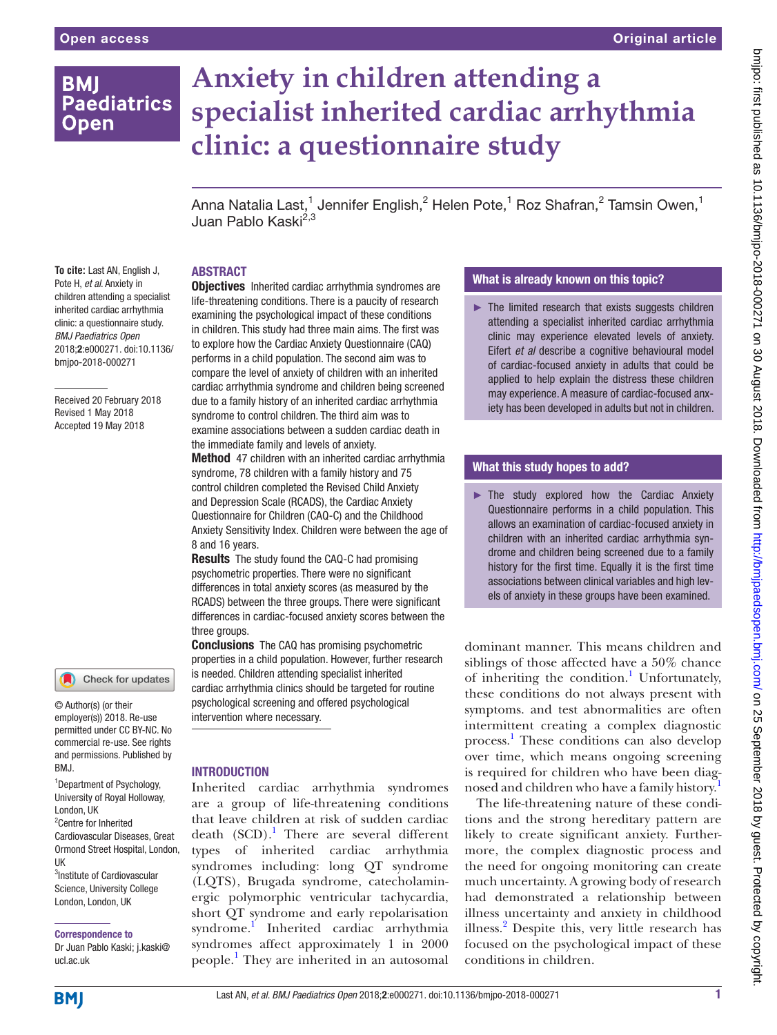Open access

Original article

# Anxiety in children attending a specialist inherited cardiac arrhythmia clinic: a questionnaire study

Anna Natalia Last,[1] Jennifer English,[2] Helen Pote,[1] Roz Shafran,[2] Tamsin Owen,[1] Juan Pablo Kaski[2,3]

**To cite:** Last AN, English J, Pote H, *et al*. Anxiety in children attending a specialist inherited cardiac arrhythmia clinic: a questionnaire study. *BMJ Paediatrics Open* 2018;**2**:e000271. doi:10.1136/bmjpo-2018-000271

Received 20 February 2018
Revised 1 May 2018
Accepted 19 May 2018

© Author(s) (or their employer(s)) 2018. Re-use permitted under CC BY-NC. No commercial re-use. See rights and permissions. Published by BMJ.

[1]Department of Psychology, University of Royal Holloway, London, UK
[2]Centre for Inherited Cardiovascular Diseases, Great Ormond Street Hospital, London, UK
[3]Institute of Cardiovascular Science, University College London, London, UK

**Correspondence to**
Dr Juan Pablo Kaski; j.kaski@ucl.ac.uk

## Abstract

**Objectives** Inherited cardiac arrhythmia syndromes are life-threatening conditions. There is a paucity of research examining the psychological impact of these conditions in children. This study had three main aims. The first was to explore how the Cardiac Anxiety Questionnaire (CAQ) performs in a child population. The second aim was to compare the level of anxiety of children with an inherited cardiac arrhythmia syndrome and children being screened due to a family history of an inherited cardiac arrhythmia syndrome to control children. The third aim was to examine associations between a sudden cardiac death in the immediate family and levels of anxiety.

**Method** 47 children with an inherited cardiac arrhythmia syndrome, 78 children with a family history and 75 control children completed the Revised Child Anxiety and Depression Scale (RCADS), the Cardiac Anxiety Questionnaire for Children (CAQ-C) and the Childhood Anxiety Sensitivity Index. Children were between the age of 8 and 16 years.

**Results** The study found the CAQ-C had promising psychometric properties. There were no significant differences in total anxiety scores (as measured by the RCADS) between the three groups. There were significant differences in cardiac-focused anxiety scores between the three groups.

**Conclusions** The CAQ has promising psychometric properties in a child population. However, further research is needed. Children attending specialist inherited cardiac arrhythmia clinics should be targeted for routine psychological screening and offered psychological intervention where necessary.

### What is already known on this topic?

- The limited research that exists suggests children attending a specialist inherited cardiac arrhythmia clinic may experience elevated levels of anxiety. Eifert *et al* describe a cognitive behavioural model of cardiac-focused anxiety in adults that could be applied to help explain the distress these children may experience. A measure of cardiac-focused anxiety has been developed in adults but not in children.

### What this study hopes to add?

- The study explored how the Cardiac Anxiety Questionnaire performs in a child population. This allows an examination of cardiac-focused anxiety in children with an inherited cardiac arrhythmia syndrome and children being screened due to a family history for the first time. Equally it is the first time associations between clinical variables and high levels of anxiety in these groups have been examined.

## Introduction

Inherited cardiac arrhythmia syndromes are a group of life-threatening conditions that leave children at risk of sudden cardiac death (SCD).[1] There are several different types of inherited cardiac arrhythmia syndromes including: long QT syndrome (LQTS), Brugada syndrome, catecholaminergic polymorphic ventricular tachycardia, short QT syndrome and early repolarisation syndrome.[1] Inherited cardiac arrhythmia syndromes affect approximately 1 in 2000 people.[1] They are inherited in an autosomal dominant manner. This means children and siblings of those affected have a 50% chance of inheriting the condition.[1] Unfortunately, these conditions do not always present with symptoms. and test abnormalities are often intermittent creating a complex diagnostic process.[1] These conditions can also develop over time, which means ongoing screening is required for children who have been diagnosed and children who have a family history.[1]

The life-threatening nature of these conditions and the strong hereditary pattern are likely to create significant anxiety. Furthermore, the complex diagnostic process and the need for ongoing monitoring can create much uncertainty. A growing body of research had demonstrated a relationship between illness uncertainty and anxiety in childhood illness.[2] Despite this, very little research has focused on the psychological impact of these conditions in children.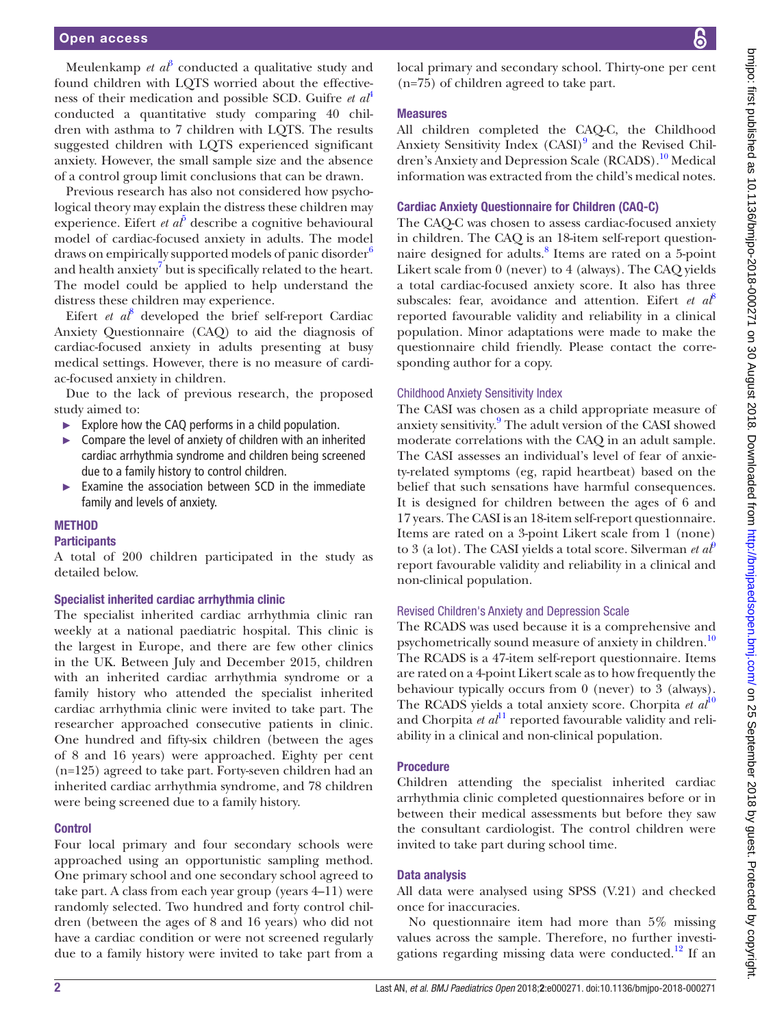Meulenkamp *et al*[3] conducted a qualitative study and found children with LQTS worried about the effectiveness of their medication and possible SCD. Guifre *et al*[4] conducted a quantitative study comparing 40 children with asthma to 7 children with LQTS. The results suggested children with LQTS experienced significant anxiety. However, the small sample size and the absence of a control group limit conclusions that can be drawn.

Previous research has also not considered how psychological theory may explain the distress these children may experience. Eifert *et al*[5] describe a cognitive behavioural model of cardiac-focused anxiety in adults. The model draws on empirically supported models of panic disorder[6] and health anxiety[7] but is specifically related to the heart. The model could be applied to help understand the distress these children may experience.

Eifert *et al*[8] developed the brief self-report Cardiac Anxiety Questionnaire (CAQ) to aid the diagnosis of cardiac-focused anxiety in adults presenting at busy medical settings. However, there is no measure of cardiac-focused anxiety in children.

Due to the lack of previous research, the proposed study aimed to:

- Explore how the CAQ performs in a child population.
- Compare the level of anxiety of children with an inherited cardiac arrhythmia syndrome and children being screened due to a family history to control children.
- Examine the association between SCD in the immediate family and levels of anxiety.

## METHOD

### Participants

A total of 200 children participated in the study as detailed below.

#### Specialist inherited cardiac arrhythmia clinic

The specialist inherited cardiac arrhythmia clinic ran weekly at a national paediatric hospital. This clinic is the largest in Europe, and there are few other clinics in the UK. Between July and December 2015, children with an inherited cardiac arrhythmia syndrome or a family history who attended the specialist inherited cardiac arrhythmia clinic were invited to take part. The researcher approached consecutive patients in clinic. One hundred and fifty-six children (between the ages of 8 and 16 years) were approached. Eighty per cent (n=125) agreed to take part. Forty-seven children had an inherited cardiac arrhythmia syndrome, and 78 children were being screened due to a family history.

#### Control

Four local primary and four secondary schools were approached using an opportunistic sampling method. One primary school and one secondary school agreed to take part. A class from each year group (years 4–11) were randomly selected. Two hundred and forty control children (between the ages of 8 and 16 years) who did not have a cardiac condition or were not screened regularly due to a family history were invited to take part from a local primary and secondary school. Thirty-one per cent (n=75) of children agreed to take part.

### Measures

All children completed the CAQ-C, the Childhood Anxiety Sensitivity Index (CASI)[9] and the Revised Children's Anxiety and Depression Scale (RCADS).[10] Medical information was extracted from the child's medical notes.

#### Cardiac Anxiety Questionnaire for Children (CAQ-C)

The CAQ-C was chosen to assess cardiac-focused anxiety in children. The CAQ is an 18-item self-report questionnaire designed for adults.[8] Items are rated on a 5-point Likert scale from 0 (never) to 4 (always). The CAQ yields a total cardiac-focused anxiety score. It also has three subscales: fear, avoidance and attention. Eifert *et al*[8] reported favourable validity and reliability in a clinical population. Minor adaptations were made to make the questionnaire child friendly. Please contact the corresponding author for a copy.

#### Childhood Anxiety Sensitivity Index

The CASI was chosen as a child appropriate measure of anxiety sensitivity.[9] The adult version of the CASI showed moderate correlations with the CAQ in an adult sample. The CASI assesses an individual's level of fear of anxiety-related symptoms (eg, rapid heartbeat) based on the belief that such sensations have harmful consequences. It is designed for children between the ages of 6 and 17 years. The CASI is an 18-item self-report questionnaire. Items are rated on a 3-point Likert scale from 1 (none) to 3 (a lot). The CASI yields a total score. Silverman *et al*[9] report favourable validity and reliability in a clinical and non-clinical population.

#### Revised Children's Anxiety and Depression Scale

The RCADS was used because it is a comprehensive and psychometrically sound measure of anxiety in children.[10] The RCADS is a 47-item self-report questionnaire. Items are rated on a 4-point Likert scale as to how frequently the behaviour typically occurs from 0 (never) to 3 (always). The RCADS yields a total anxiety score. Chorpita *et al*[10] and Chorpita *et al*[11] reported favourable validity and reliability in a clinical and non-clinical population.

### Procedure

Children attending the specialist inherited cardiac arrhythmia clinic completed questionnaires before or in between their medical assessments but before they saw the consultant cardiologist. The control children were invited to take part during school time.

### Data analysis

All data were analysed using SPSS (V.21) and checked once for inaccuracies.

No questionnaire item had more than 5% missing values across the sample. Therefore, no further investigations regarding missing data were conducted.[12] If an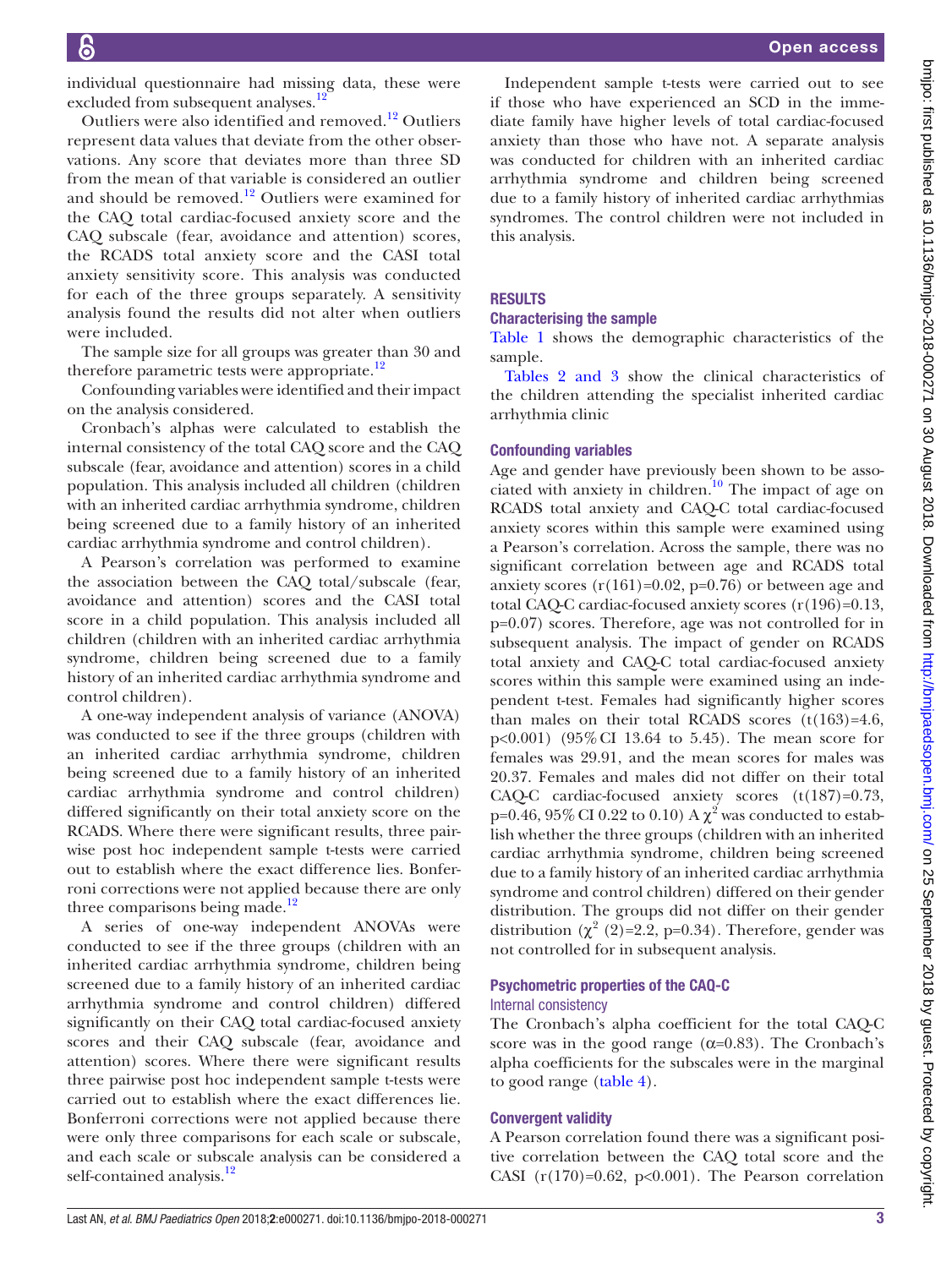individual questionnaire had missing data, these were excluded from subsequent analyses.[12]

Outliers were also identified and removed.[12] Outliers represent data values that deviate from the other observations. Any score that deviates more than three SD from the mean of that variable is considered an outlier and should be removed.[12] Outliers were examined for the CAQ total cardiac-focused anxiety score and the CAQ subscale (fear, avoidance and attention) scores, the RCADS total anxiety score and the CASI total anxiety sensitivity score. This analysis was conducted for each of the three groups separately. A sensitivity analysis found the results did not alter when outliers were included.

The sample size for all groups was greater than 30 and therefore parametric tests were appropriate.[12]

Confounding variables were identified and their impact on the analysis considered.

Cronbach's alphas were calculated to establish the internal consistency of the total CAQ score and the CAQ subscale (fear, avoidance and attention) scores in a child population. This analysis included all children (children with an inherited cardiac arrhythmia syndrome, children being screened due to a family history of an inherited cardiac arrhythmia syndrome and control children).

A Pearson's correlation was performed to examine the association between the CAQ total/subscale (fear, avoidance and attention) scores and the CASI total score in a child population. This analysis included all children (children with an inherited cardiac arrhythmia syndrome, children being screened due to a family history of an inherited cardiac arrhythmia syndrome and control children).

A one-way independent analysis of variance (ANOVA) was conducted to see if the three groups (children with an inherited cardiac arrhythmia syndrome, children being screened due to a family history of an inherited cardiac arrhythmia syndrome and control children) differed significantly on their total anxiety score on the RCADS. Where there were significant results, three pairwise post hoc independent sample t-tests were carried out to establish where the exact difference lies. Bonferroni corrections were not applied because there are only three comparisons being made.[12]

A series of one-way independent ANOVAs were conducted to see if the three groups (children with an inherited cardiac arrhythmia syndrome, children being screened due to a family history of an inherited cardiac arrhythmia syndrome and control children) differed significantly on their CAQ total cardiac-focused anxiety scores and their CAQ subscale (fear, avoidance and attention) scores. Where there were significant results three pairwise post hoc independent sample t-tests were carried out to establish where the exact differences lie. Bonferroni corrections were not applied because there were only three comparisons for each scale or subscale, and each scale or subscale analysis can be considered a self-contained analysis.[12]

Independent sample t-tests were carried out to see if those who have experienced an SCD in the immediate family have higher levels of total cardiac-focused anxiety than those who have not. A separate analysis was conducted for children with an inherited cardiac arrhythmia syndrome and children being screened due to a family history of inherited cardiac arrhythmias syndromes. The control children were not included in this analysis.

## RESULTS

### Characterising the sample

Table 1 shows the demographic characteristics of the sample.

Tables 2 and 3 show the clinical characteristics of the children attending the specialist inherited cardiac arrhythmia clinic

### Confounding variables

Age and gender have previously been shown to be associated with anxiety in children.[10] The impact of age on RCADS total anxiety and CAQ-C total cardiac-focused anxiety scores within this sample were examined using a Pearson's correlation. Across the sample, there was no significant correlation between age and RCADS total anxiety scores ($r(161)=0.02$, $p=0.76$) or between age and total CAQ-C cardiac-focused anxiety scores ($r(196)=0.13$, $p=0.07$) scores. Therefore, age was not controlled for in subsequent analysis. The impact of gender on RCADS total anxiety and CAQ-C total cardiac-focused anxiety scores within this sample were examined using an independent t-test. Females had significantly higher scores than males on their total RCADS scores ($t(163)=4.6$, $p<0.001$) (95% CI 13.64 to 5.45). The mean score for females was 29.91, and the mean scores for males was 20.37. Females and males did not differ on their total CAQ-C cardiac-focused anxiety scores ($t(187)=0.73$, $p=0.46$, 95% CI 0.22 to 0.10) A $\chi^2$ was conducted to establish whether the three groups (children with an inherited cardiac arrhythmia syndrome, children being screened due to a family history of an inherited cardiac arrhythmia syndrome and control children) differed on their gender distribution. The groups did not differ on their gender distribution ($\chi^2$ (2)=2.2, $p=0.34$). Therefore, gender was not controlled for in subsequent analysis.

### Psychometric properties of the CAQ-C

#### Internal consistency

The Cronbach's alpha coefficient for the total CAQ-C score was in the good range ($\alpha=0.83$). The Cronbach's alpha coefficients for the subscales were in the marginal to good range (table 4).

### Convergent validity

A Pearson correlation found there was a significant positive correlation between the CAQ total score and the CASI ($r(170)=0.62$, $p<0.001$). The Pearson correlation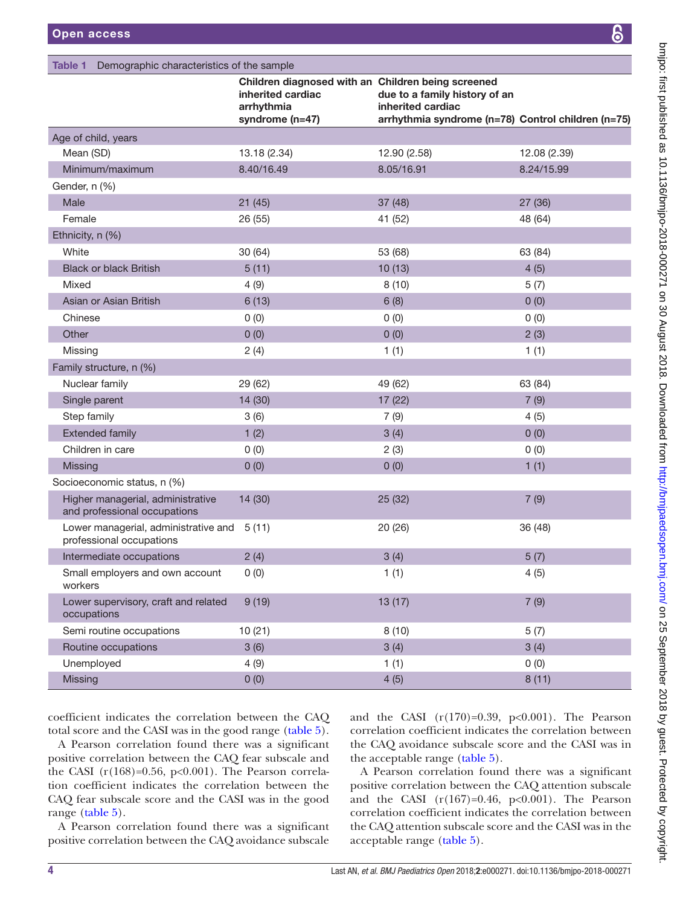**Table 1** Demographic characteristics of the sample

| | Children diagnosed with an inherited cardiac arrhythmia syndrome (n=47) | Children being screened due to a family history of an inherited cardiac arrhythmia syndrome (n=78) | Control children (n=75) |
|---|---|---|---|
| **Age of child, years** | | | |
| Mean (SD) | 13.18 (2.34) | 12.90 (2.58) | 12.08 (2.39) |
| Minimum/maximum | 8.40/16.49 | 8.05/16.91 | 8.24/15.99 |
| **Gender, n (%)** | | | |
| Male | 21 (45) | 37 (48) | 27 (36) |
| Female | 26 (55) | 41 (52) | 48 (64) |
| **Ethnicity, n (%)** | | | |
| White | 30 (64) | 53 (68) | 63 (84) |
| Black or black British | 5 (11) | 10 (13) | 4 (5) |
| Mixed | 4 (9) | 8 (10) | 5 (7) |
| Asian or Asian British | 6 (13) | 6 (8) | 0 (0) |
| Chinese | 0 (0) | 0 (0) | 0 (0) |
| Other | 0 (0) | 0 (0) | 2 (3) |
| Missing | 2 (4) | 1 (1) | 1 (1) |
| **Family structure, n (%)** | | | |
| Nuclear family | 29 (62) | 49 (62) | 63 (84) |
| Single parent | 14 (30) | 17 (22) | 7 (9) |
| Step family | 3 (6) | 7 (9) | 4 (5) |
| Extended family | 1 (2) | 3 (4) | 0 (0) |
| Children in care | 0 (0) | 2 (3) | 0 (0) |
| Missing | 0 (0) | 0 (0) | 1 (1) |
| **Socioeconomic status, n (%)** | | | |
| Higher managerial, administrative and professional occupations | 14 (30) | 25 (32) | 7 (9) |
| Lower managerial, administrative and professional occupations | 5 (11) | 20 (26) | 36 (48) |
| Intermediate occupations | 2 (4) | 3 (4) | 5 (7) |
| Small employers and own account workers | 0 (0) | 1 (1) | 4 (5) |
| Lower supervisory, craft and related occupations | 9 (19) | 13 (17) | 7 (9) |
| Semi routine occupations | 10 (21) | 8 (10) | 5 (7) |
| Routine occupations | 3 (6) | 3 (4) | 3 (4) |
| Unemployed | 4 (9) | 1 (1) | 0 (0) |
| Missing | 0 (0) | 4 (5) | 8 (11) |

coefficient indicates the correlation between the CAQ total score and the CASI was in the good range (table 5).

A Pearson correlation found there was a significant positive correlation between the CAQ fear subscale and the CASI ($r(168)=0.56$, $p<0.001$). The Pearson correlation coefficient indicates the correlation between the CAQ fear subscale score and the CASI was in the good range (table 5).

A Pearson correlation found there was a significant positive correlation between the CAQ avoidance subscale and the CASI ($r(170)=0.39$, $p<0.001$). The Pearson correlation coefficient indicates the correlation between the CAQ avoidance subscale score and the CASI was in the acceptable range (table 5).

A Pearson correlation found there was a significant positive correlation between the CAQ attention subscale and the CASI ($r(167)=0.46$, $p<0.001$). The Pearson correlation coefficient indicates the correlation between the CAQ attention subscale score and the CASI was in the acceptable range (table 5).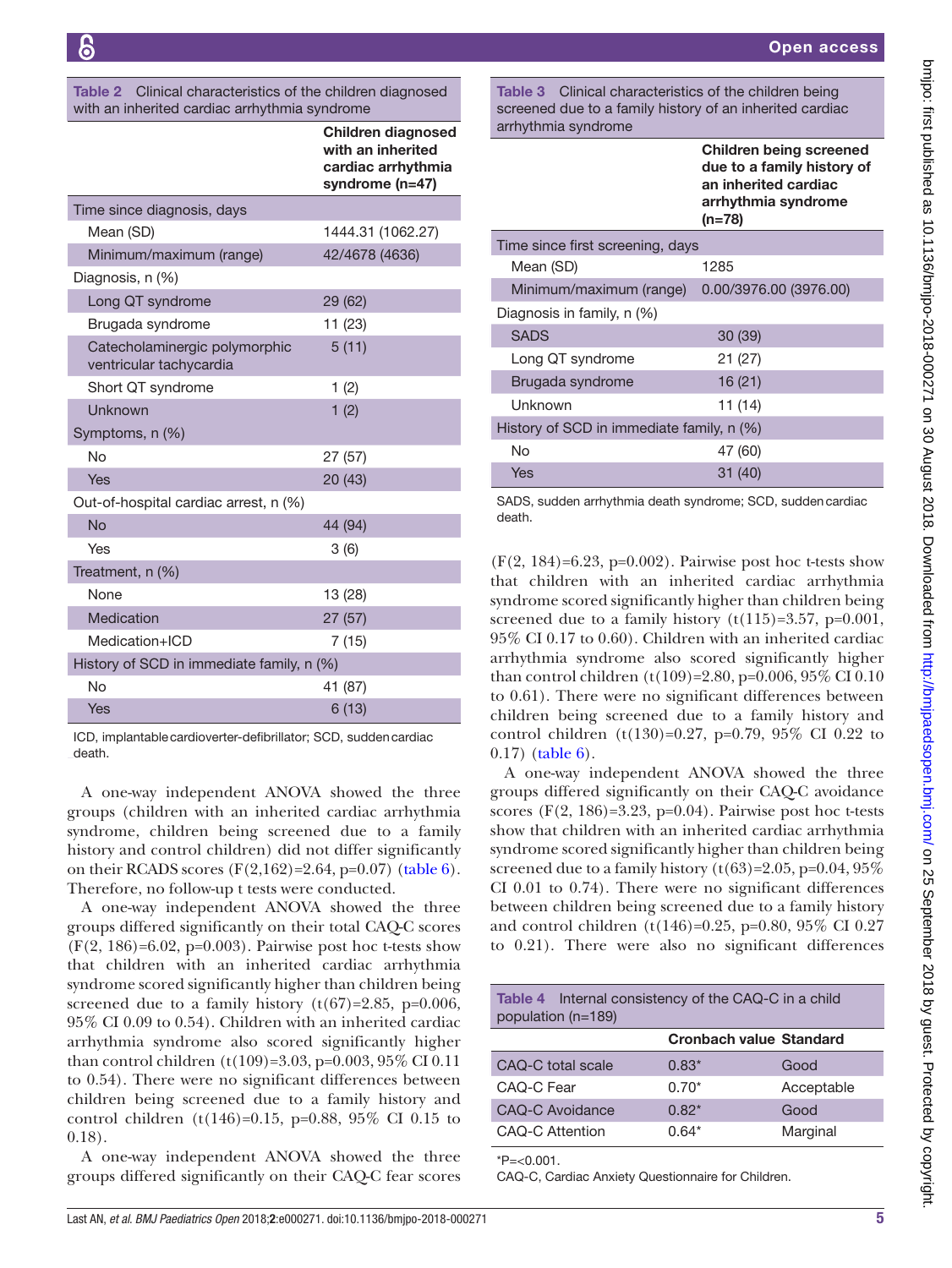**Table 2** Clinical characteristics of the children diagnosed with an inherited cardiac arrhythmia syndrome

| | Children diagnosed with an inherited cardiac arrhythmia syndrome (n=47) |
|---|---|
| Time since diagnosis, days | |
| Mean (SD) | 1444.31 (1062.27) |
| Minimum/maximum (range) | 42/4678 (4636) |
| Diagnosis, n (%) | |
| Long QT syndrome | 29 (62) |
| Brugada syndrome | 11 (23) |
| Catecholaminergic polymorphic ventricular tachycardia | 5 (11) |
| Short QT syndrome | 1 (2) |
| Unknown | 1 (2) |
| Symptoms, n (%) | |
| No | 27 (57) |
| Yes | 20 (43) |
| Out-of-hospital cardiac arrest, n (%) | |
| No | 44 (94) |
| Yes | 3 (6) |
| Treatment, n (%) | |
| None | 13 (28) |
| Medication | 27 (57) |
| Medication+ICD | 7 (15) |
| History of SCD in immediate family, n (%) | |
| No | 41 (87) |
| Yes | 6 (13) |

ICD, implantable cardioverter-defibrillator; SCD, sudden cardiac death.

A one-way independent ANOVA showed the three groups (children with an inherited cardiac arrhythmia syndrome, children being screened due to a family history and control children) did not differ significantly on their RCADS scores ($F(2,162)=2.64$, $p=0.07$) (table 6). Therefore, no follow-up t tests were conducted.

A one-way independent ANOVA showed the three groups differed significantly on their total CAQ-C scores ($F(2, 186)=6.02$, $p=0.003$). Pairwise post hoc t-tests show that children with an inherited cardiac arrhythmia syndrome scored significantly higher than children being screened due to a family history ($t(67)=2.85$, $p=0.006$, 95% CI 0.09 to 0.54). Children with an inherited cardiac arrhythmia syndrome also scored significantly higher than control children ($t(109)=3.03$, $p=0.003$, 95% CI 0.11 to 0.54). There were no significant differences between children being screened due to a family history and control children ($t(146)=0.15$, $p=0.88$, 95% CI 0.15 to 0.18).

A one-way independent ANOVA showed the three groups differed significantly on their CAQ-C fear scores ($F(2, 184)=6.23$, $p=0.002$). Pairwise post hoc t-tests show that children with an inherited cardiac arrhythmia syndrome scored significantly higher than children being screened due to a family history ($t(115)=3.57$, $p=0.001$, 95% CI 0.17 to 0.60). Children with an inherited cardiac arrhythmia syndrome also scored significantly higher than control children ($t(109)=2.80$, $p=0.006$, 95% CI 0.10 to 0.61). There were no significant differences between children being screened due to a family history and control children ($t(130)=0.27$, $p=0.79$, 95% CI 0.22 to 0.17) (table 6).

A one-way independent ANOVA showed the three groups differed significantly on their CAQ-C avoidance scores ($F(2, 186)=3.23$, $p=0.04$). Pairwise post hoc t-tests show that children with an inherited cardiac arrhythmia syndrome scored significantly higher than children being screened due to a family history ($t(63)=2.05$, $p=0.04$, 95% CI 0.01 to 0.74). There were no significant differences between children being screened due to a family history and control children ($t(146)=0.25$, $p=0.80$, 95% CI 0.27 to 0.21). There were also no significant differences

**Table 3** Clinical characteristics of the children being screened due to a family history of an inherited cardiac arrhythmia syndrome

| | Children being screened due to a family history of an inherited cardiac arrhythmia syndrome (n=78) |
|---|---|
| Time since first screening, days | |
| Mean (SD) | 1285 |
| Minimum/maximum (range) | 0.00/3976.00 (3976.00) |
| Diagnosis in family, n (%) | |
| SADS | 30 (39) |
| Long QT syndrome | 21 (27) |
| Brugada syndrome | 16 (21) |
| Unknown | 11 (14) |
| History of SCD in immediate family, n (%) | |
| No | 47 (60) |
| Yes | 31 (40) |

SADS, sudden arrhythmia death syndrome; SCD, sudden cardiac death.

**Table 4** Internal consistency of the CAQ-C in a child population (n=189)

| | Cronbach value | Standard |
|---|---|---|
| CAQ-C total scale | 0.83* | Good |
| CAQ-C Fear | 0.70* | Acceptable |
| CAQ-C Avoidance | 0.82* | Good |
| CAQ-C Attention | 0.64* | Marginal |

*P=<0.001.

CAQ-C, Cardiac Anxiety Questionnaire for Children.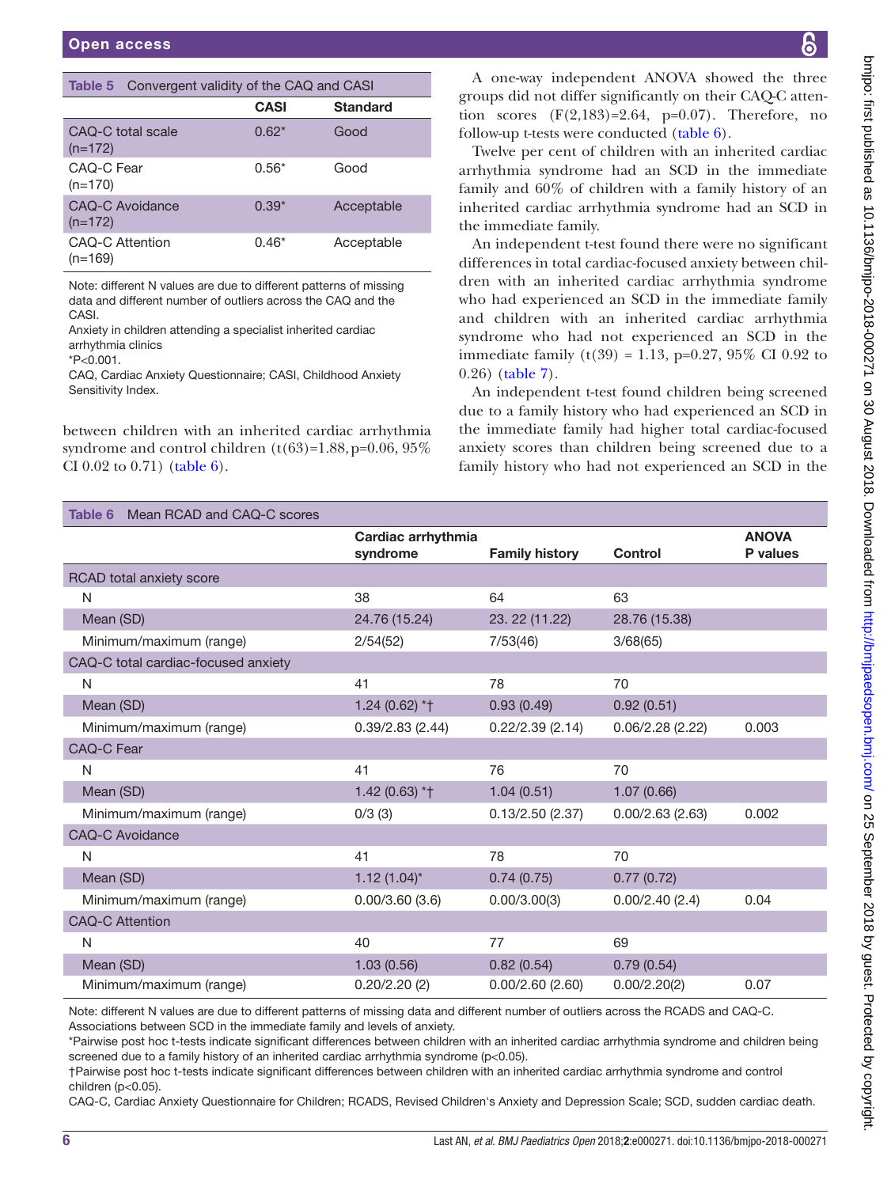**Table 5** Convergent validity of the CAQ and CASI

| | CASI | Standard |
|---|---|---|
| CAQ-C total scale (n=172) | 0.62* | Good |
| CAQ-C Fear (n=170) | 0.56* | Good |
| CAQ-C Avoidance (n=172) | 0.39* | Acceptable |
| CAQ-C Attention (n=169) | 0.46* | Acceptable |

Note: different N values are due to different patterns of missing data and different number of outliers across the CAQ and the CASI.
Anxiety in children attending a specialist inherited cardiac arrhythmia clinics
*P<0.001.
CAQ, Cardiac Anxiety Questionnaire; CASI, Childhood Anxiety Sensitivity Index.

between children with an inherited cardiac arrhythmia syndrome and control children ($t(63)=1.88$, $p=0.06$, 95% CI 0.02 to 0.71) (table 6).

A one-way independent ANOVA showed the three groups did not differ significantly on their CAQ-C attention scores ($F(2,183)=2.64$, $p=0.07$). Therefore, no follow-up t-tests were conducted (table 6).

Twelve per cent of children with an inherited cardiac arrhythmia syndrome had an SCD in the immediate family and 60% of children with a family history of an inherited cardiac arrhythmia syndrome had an SCD in the immediate family.

An independent t-test found there were no significant differences in total cardiac-focused anxiety between children with an inherited cardiac arrhythmia syndrome who had experienced an SCD in the immediate family and children with an inherited cardiac arrhythmia syndrome who had not experienced an SCD in the immediate family ($t(39) = 1.13$, $p=0.27$, 95% CI 0.92 to 0.26) (table 7).

An independent t-test found children being screened due to a family history who had experienced an SCD in the immediate family had higher total cardiac-focused anxiety scores than children being screened due to a family history who had not experienced an SCD in the

**Table 6** Mean RCAD and CAQ-C scores

| | Cardiac arrhythmia syndrome | Family history | Control | ANOVA P values |
|---|---|---|---|---|
| RCAD total anxiety score | | | | |
| N | 38 | 64 | 63 | |
| Mean (SD) | 24.76 (15.24) | 23. 22 (11.22) | 28.76 (15.38) | |
| Minimum/maximum (range) | 2/54(52) | 7/53(46) | 3/68(65) | |
| CAQ-C total cardiac-focused anxiety | | | | |
| N | 41 | 78 | 70 | |
| Mean (SD) | 1.24 (0.62) *† | 0.93 (0.49) | 0.92 (0.51) | |
| Minimum/maximum (range) | 0.39/2.83 (2.44) | 0.22/2.39 (2.14) | 0.06/2.28 (2.22) | 0.003 |
| CAQ-C Fear | | | | |
| N | 41 | 76 | 70 | |
| Mean (SD) | 1.42 (0.63) *† | 1.04 (0.51) | 1.07 (0.66) | |
| Minimum/maximum (range) | 0/3 (3) | 0.13/2.50 (2.37) | 0.00/2.63 (2.63) | 0.002 |
| CAQ-C Avoidance | | | | |
| N | 41 | 78 | 70 | |
| Mean (SD) | 1.12 (1.04)* | 0.74 (0.75) | 0.77 (0.72) | |
| Minimum/maximum (range) | 0.00/3.60 (3.6) | 0.00/3.00(3) | 0.00/2.40 (2.4) | 0.04 |
| CAQ-C Attention | | | | |
| N | 40 | 77 | 69 | |
| Mean (SD) | 1.03 (0.56) | 0.82 (0.54) | 0.79 (0.54) | |
| Minimum/maximum (range) | 0.20/2.20 (2) | 0.00/2.60 (2.60) | 0.00/2.20(2) | 0.07 |

Note: different N values are due to different patterns of missing data and different number of outliers across the RCADS and CAQ-C. Associations between SCD in the immediate family and levels of anxiety.
*Pairwise post hoc t-tests indicate significant differences between children with an inherited cardiac arrhythmia syndrome and children being screened due to a family history of an inherited cardiac arrhythmia syndrome (p<0.05).
†Pairwise post hoc t-tests indicate significant differences between children with an inherited cardiac arrhythmia syndrome and control children (p<0.05).
CAQ-C, Cardiac Anxiety Questionnaire for Children; RCADS, Revised Children's Anxiety and Depression Scale; SCD, sudden cardiac death.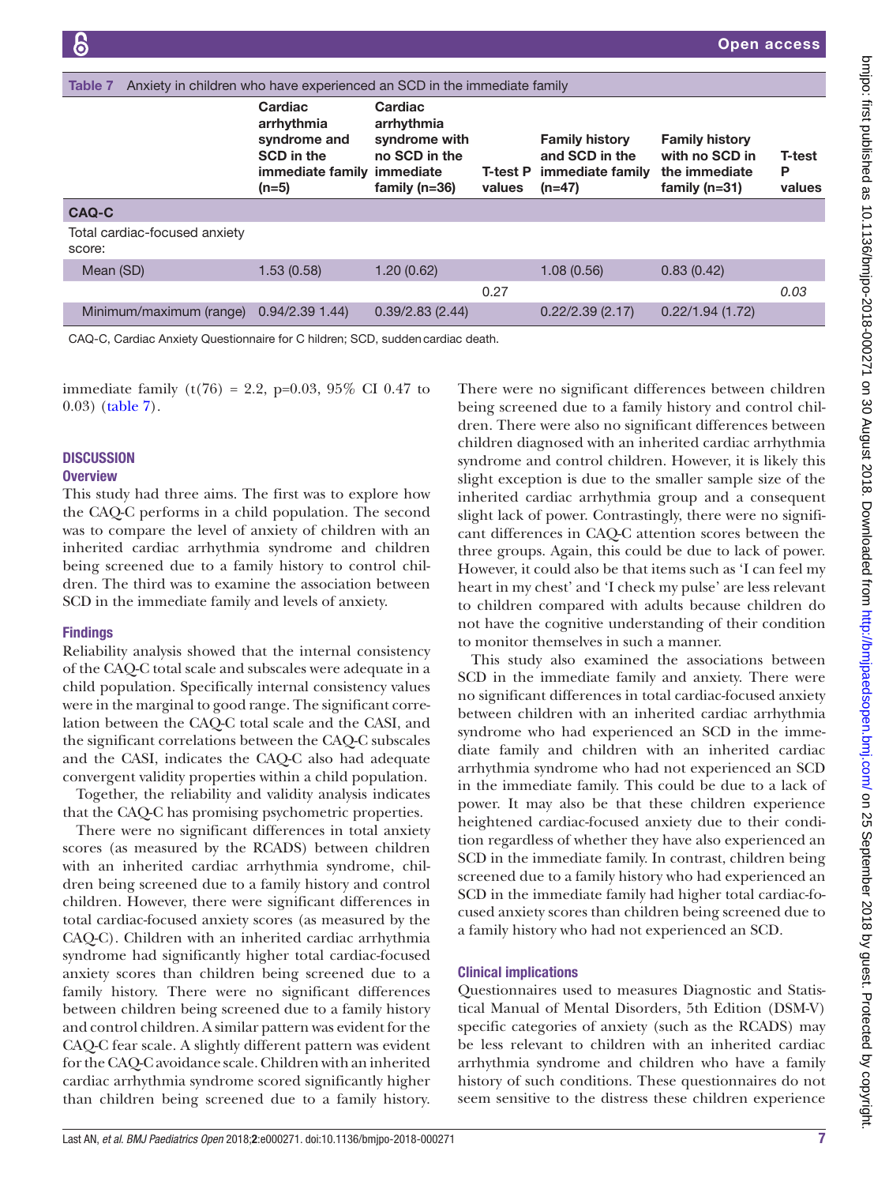Table 7 Anxiety in children who have experienced an SCD in the immediate family

| | Cardiac arrhythmia syndrome and SCD in the immediate family (n=5) | Cardiac arrhythmia syndrome with no SCD in the immediate family (n=36) | T-test P values | Family history and SCD in the immediate family (n=47) | Family history with no SCD in the immediate family (n=31) | T-test P values |
|---|---|---|---|---|---|---|
| **CAQ-C** | | | | | | |
| Total cardiac-focused anxiety score: | | | | | | |
| Mean (SD) | 1.53 (0.58) | 1.20 (0.62) | | 1.08 (0.56) | 0.83 (0.42) | |
| | | | 0.27 | | | *0.03* |
| Minimum/maximum (range) | 0.94/2.39 1.44) | 0.39/2.83 (2.44) | | 0.22/2.39 (2.17) | 0.22/1.94 (1.72) | |

CAQ-C, Cardiac Anxiety Questionnaire for C hildren; SCD, sudden cardiac death.

immediate family ($t(76) = 2.2$, $p=0.03$, 95% CI 0.47 to 0.03) (table 7).

## DISCUSSION

### Overview

This study had three aims. The first was to explore how the CAQ-C performs in a child population. The second was to compare the level of anxiety of children with an inherited cardiac arrhythmia syndrome and children being screened due to a family history to control children. The third was to examine the association between SCD in the immediate family and levels of anxiety.

### Findings

Reliability analysis showed that the internal consistency of the CAQ-C total scale and subscales were adequate in a child population. Specifically internal consistency values were in the marginal to good range. The significant correlation between the CAQ-C total scale and the CASI, and the significant correlations between the CAQ-C subscales and the CASI, indicates the CAQ-C also had adequate convergent validity properties within a child population.

Together, the reliability and validity analysis indicates that the CAQ-C has promising psychometric properties.

There were no significant differences in total anxiety scores (as measured by the RCADS) between children with an inherited cardiac arrhythmia syndrome, children being screened due to a family history and control children. However, there were significant differences in total cardiac-focused anxiety scores (as measured by the CAQ-C). Children with an inherited cardiac arrhythmia syndrome had significantly higher total cardiac-focused anxiety scores than children being screened due to a family history. There were no significant differences between children being screened due to a family history and control children. A similar pattern was evident for the CAQ-C fear scale. A slightly different pattern was evident for the CAQ-C avoidance scale. Children with an inherited cardiac arrhythmia syndrome scored significantly higher than children being screened due to a family history. There were no significant differences between children being screened due to a family history and control children. There were also no significant differences between children diagnosed with an inherited cardiac arrhythmia syndrome and control children. However, it is likely this slight exception is due to the smaller sample size of the inherited cardiac arrhythmia group and a consequent slight lack of power. Contrastingly, there were no significant differences in CAQ-C attention scores between the three groups. Again, this could be due to lack of power. However, it could also be that items such as 'I can feel my heart in my chest' and 'I check my pulse' are less relevant to children compared with adults because children do not have the cognitive understanding of their condition to monitor themselves in such a manner.

This study also examined the associations between SCD in the immediate family and anxiety. There were no significant differences in total cardiac-focused anxiety between children with an inherited cardiac arrhythmia syndrome who had experienced an SCD in the immediate family and children with an inherited cardiac arrhythmia syndrome who had not experienced an SCD in the immediate family. This could be due to a lack of power. It may also be that these children experience heightened cardiac-focused anxiety due to their condition regardless of whether they have also experienced an SCD in the immediate family. In contrast, children being screened due to a family history who had experienced an SCD in the immediate family had higher total cardiac-focused anxiety scores than children being screened due to a family history who had not experienced an SCD.

### Clinical implications

Questionnaires used to measures Diagnostic and Statistical Manual of Mental Disorders, 5th Edition (DSM-V) specific categories of anxiety (such as the RCADS) may be less relevant to children with an inherited cardiac arrhythmia syndrome and children who have a family history of such conditions. These questionnaires do not seem sensitive to the distress these children experience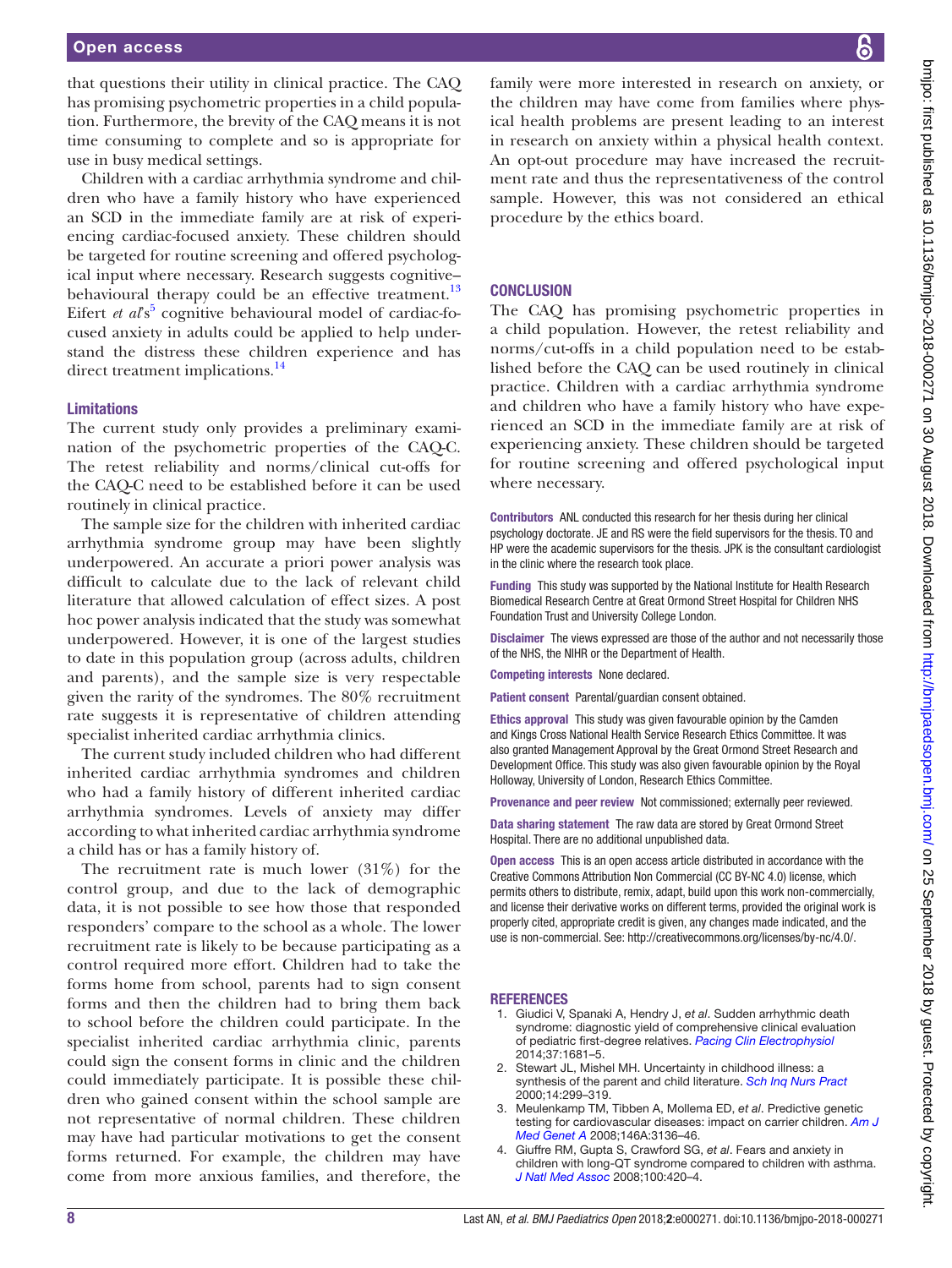that questions their utility in clinical practice. The CAQ has promising psychometric properties in a child population. Furthermore, the brevity of the CAQ means it is not time consuming to complete and so is appropriate for use in busy medical settings.

Children with a cardiac arrhythmia syndrome and children who have a family history who have experienced an SCD in the immediate family are at risk of experiencing cardiac-focused anxiety. These children should be targeted for routine screening and offered psychological input where necessary. Research suggests cognitive–behavioural therapy could be an effective treatment.[13] Eifert *et al*'s[5] cognitive behavioural model of cardiac-focused anxiety in adults could be applied to help understand the distress these children experience and has direct treatment implications.[14]

## Limitations

The current study only provides a preliminary examination of the psychometric properties of the CAQ-C. The retest reliability and norms/clinical cut-offs for the CAQ-C need to be established before it can be used routinely in clinical practice.

The sample size for the children with inherited cardiac arrhythmia syndrome group may have been slightly underpowered. An accurate a priori power analysis was difficult to calculate due to the lack of relevant child literature that allowed calculation of effect sizes. A post hoc power analysis indicated that the study was somewhat underpowered. However, it is one of the largest studies to date in this population group (across adults, children and parents), and the sample size is very respectable given the rarity of the syndromes. The 80% recruitment rate suggests it is representative of children attending specialist inherited cardiac arrhythmia clinics.

The current study included children who had different inherited cardiac arrhythmia syndromes and children who had a family history of different inherited cardiac arrhythmia syndromes. Levels of anxiety may differ according to what inherited cardiac arrhythmia syndrome a child has or has a family history of.

The recruitment rate is much lower (31%) for the control group, and due to the lack of demographic data, it is not possible to see how those that responded responders' compare to the school as a whole. The lower recruitment rate is likely to be because participating as a control required more effort. Children had to take the forms home from school, parents had to sign consent forms and then the children had to bring them back to school before the children could participate. In the specialist inherited cardiac arrhythmia clinic, parents could sign the consent forms in clinic and the children could immediately participate. It is possible these children who gained consent within the school sample are not representative of normal children. These children may have had particular motivations to get the consent forms returned. For example, the children may have come from more anxious families, and therefore, the family were more interested in research on anxiety, or the children may have come from families where physical health problems are present leading to an interest in research on anxiety within a physical health context. An opt-out procedure may have increased the recruitment rate and thus the representativeness of the control sample. However, this was not considered an ethical procedure by the ethics board.

## CONCLUSION

The CAQ has promising psychometric properties in a child population. However, the retest reliability and norms/cut-offs in a child population need to be established before the CAQ can be used routinely in clinical practice. Children with a cardiac arrhythmia syndrome and children who have a family history who have experienced an SCD in the immediate family are at risk of experiencing anxiety. These children should be targeted for routine screening and offered psychological input where necessary.

**Contributors** ANL conducted this research for her thesis during her clinical psychology doctorate. JE and RS were the field supervisors for the thesis. TO and HP were the academic supervisors for the thesis. JPK is the consultant cardiologist in the clinic where the research took place.

**Funding** This study was supported by the National Institute for Health Research Biomedical Research Centre at Great Ormond Street Hospital for Children NHS Foundation Trust and University College London.

**Disclaimer** The views expressed are those of the author and not necessarily those of the NHS, the NIHR or the Department of Health.

**Competing interests** None declared.

**Patient consent** Parental/guardian consent obtained.

**Ethics approval** This study was given favourable opinion by the Camden and Kings Cross National Health Service Research Ethics Committee. It was also granted Management Approval by the Great Ormond Street Research and Development Office. This study was also given favourable opinion by the Royal Holloway, University of London, Research Ethics Committee.

**Provenance and peer review** Not commissioned; externally peer reviewed.

**Data sharing statement** The raw data are stored by Great Ormond Street Hospital. There are no additional unpublished data.

**Open access** This is an open access article distributed in accordance with the Creative Commons Attribution Non Commercial (CC BY-NC 4.0) license, which permits others to distribute, remix, adapt, build upon this work non-commercially, and license their derivative works on different terms, provided the original work is properly cited, appropriate credit is given, any changes made indicated, and the use is non-commercial. See: http://creativecommons.org/licenses/by-nc/4.0/.

## REFERENCES

1. Giudici V, Spanaki A, Hendry J, *et al*. Sudden arrhythmic death syndrome: diagnostic yield of comprehensive clinical evaluation of pediatric first-degree relatives. *Pacing Clin Electrophysiol* 2014;37:1681–5.
2. Stewart JL, Mishel MH. Uncertainty in childhood illness: a synthesis of the parent and child literature. *Sch Inq Nurs Pract* 2000;14:299–319.
3. Meulenkamp TM, Tibben A, Mollema ED, *et al*. Predictive genetic testing for cardiovascular diseases: impact on carrier children. *Am J Med Genet A* 2008;146A:3136–46.
4. Giuffre RM, Gupta S, Crawford SG, *et al*. Fears and anxiety in children with long-QT syndrome compared to children with asthma. *J Natl Med Assoc* 2008;100:420–4.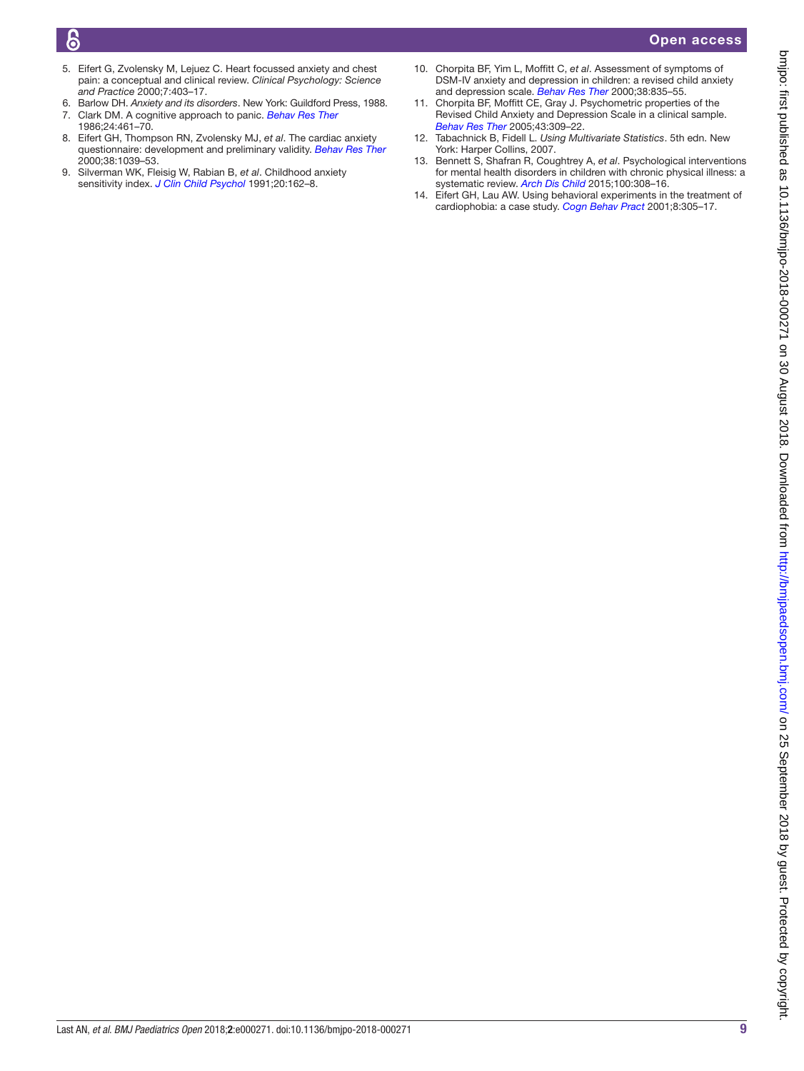5. Eifert G, Zvolensky M, Lejuez C. Heart focussed anxiety and chest pain: a conceptual and clinical review. *Clinical Psychology: Science and Practice* 2000;7:403–17.
6. Barlow DH. *Anxiety and its disorders*. New York: Guildford Press, 1988.
7. Clark DM. A cognitive approach to panic. *Behav Res Ther* 1986;24:461–70.
8. Eifert GH, Thompson RN, Zvolensky MJ, *et al*. The cardiac anxiety questionnaire: development and preliminary validity. *Behav Res Ther* 2000;38:1039–53.
9. Silverman WK, Fleisig W, Rabian B, *et al*. Childhood anxiety sensitivity index. *J Clin Child Psychol* 1991;20:162–8.
10. Chorpita BF, Yim L, Moffitt C, *et al*. Assessment of symptoms of DSM-IV anxiety and depression in children: a revised child anxiety and depression scale. *Behav Res Ther* 2000;38:835–55.
11. Chorpita BF, Moffitt CE, Gray J. Psychometric properties of the Revised Child Anxiety and Depression Scale in a clinical sample. *Behav Res Ther* 2005;43:309–22.
12. Tabachnick B, Fidell L. *Using Multivariate Statistics*. 5th edn. New York: Harper Collins, 2007.
13. Bennett S, Shafran R, Coughtrey A, *et al*. Psychological interventions for mental health disorders in children with chronic physical illness: a systematic review. *Arch Dis Child* 2015;100:308–16.
14. Eifert GH, Lau AW. Using behavioral experiments in the treatment of cardiophobia: a case study. *Cogn Behav Pract* 2001;8:305–17.